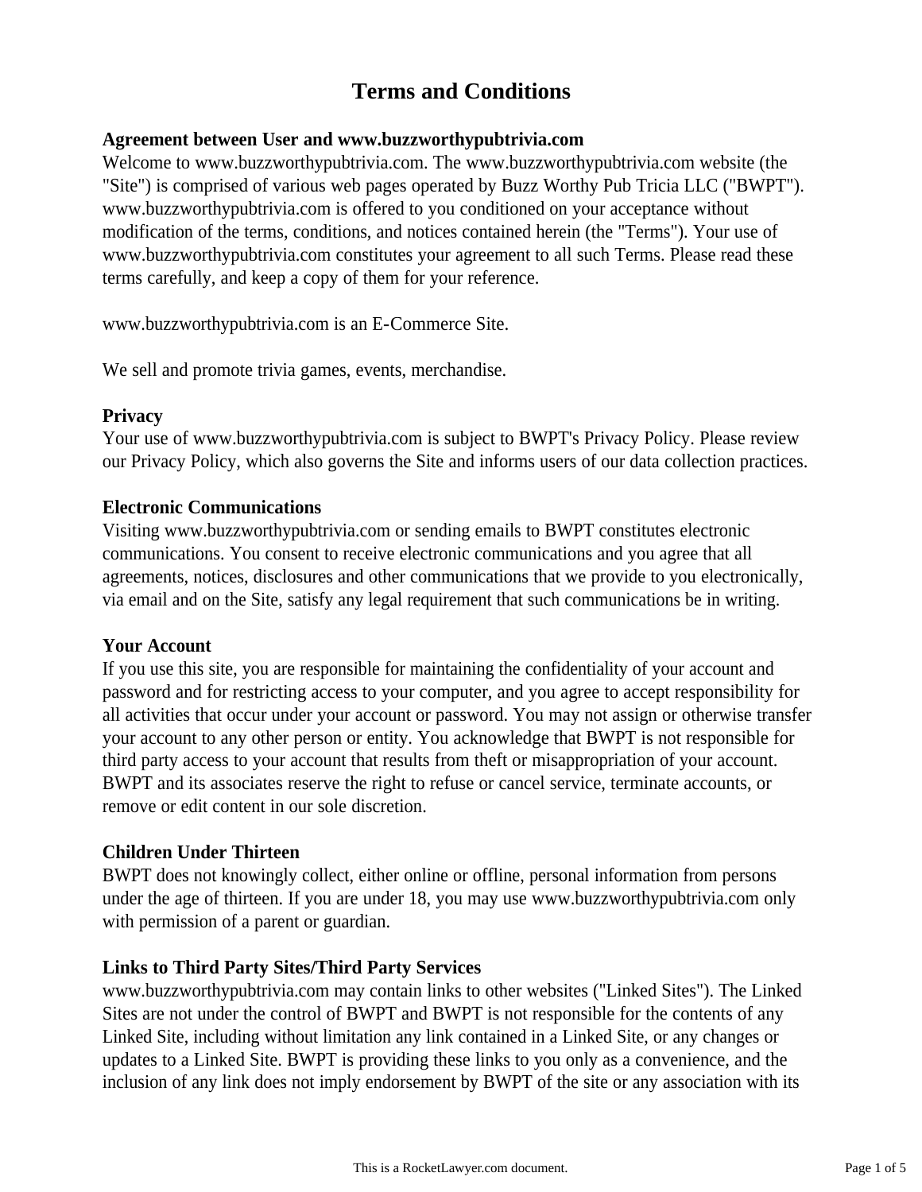# Terms and Conditions

**Agreement between User and www.buzzworthypubtrivia.com**

Welcome to www.buzzworthypubtrivia.com. The www.buzzworthypubtrivia.com website (the "Site") is comprised of various web pages operated by Buzz Worthy Pub Tricia LLC ("BWPT"). www.buzzworthypubtrivia.com is offered to you conditioned on your acceptance without modification of the terms, conditions, and notices contained herein (the "Terms"). Your use of www.buzzworthypubtrivia.com constitutes your agreement to all such Terms. Please read these terms carefully, and keep a copy of them for your reference.

www.buzzworthypubtrivia.com is an E-Commerce Site.

We sell and promote trivia games, events, merchandise.

**Privacy**

Your use of www.buzzworthypubtrivia.com is subject to BWPT's Privacy Policy. Please review our Privacy Policy, which also governs the Site and informs users of our data collection practices.

**Electronic Communications**

Visiting www.buzzworthypubtrivia.com or sending emails to BWPT constitutes electronic communications. You consent to receive electronic communications and you agree that all agreements, notices, disclosures and other communications that we provide to you electronically, via email and on the Site, satisfy any legal requirement that such communications be in writing.

**Your Account**

If you use this site, you are responsible for maintaining the confidentiality of your account and password and for restricting access to your computer, and you agree to accept responsibility for all activities that occur under your account or password. You may not assign or otherwise transfer your account to any other person or entity. You acknowledge that BWPT is not responsible for third party access to your account that results from theft or misappropriation of your account. BWPT and its associates reserve the right to refuse or cancel service, terminate accounts, or remove or edit content in our sole discretion.

**Children Under Thirteen**

BWPT does not knowingly collect, either online or offline, personal information from persons under the age of thirteen. If you are under 18, you may use www.buzzworthypubtrivia.com only with permission of a parent or guardian.

**Links to Third Party Sites/Third Party Services**

www.buzzworthypubtrivia.com may contain links to other websites ("Linked Sites"). The Linked Sites are not under the control of BWPT and BWPT is not responsible for the contents of any Linked Site, including without limitation any link contained in a Linked Site, or any changes or updates to a Linked Site. BWPT is providing these links to you only as a convenience, and the inclusion of any link does not imply endorsement by BWPT of the site or any association with its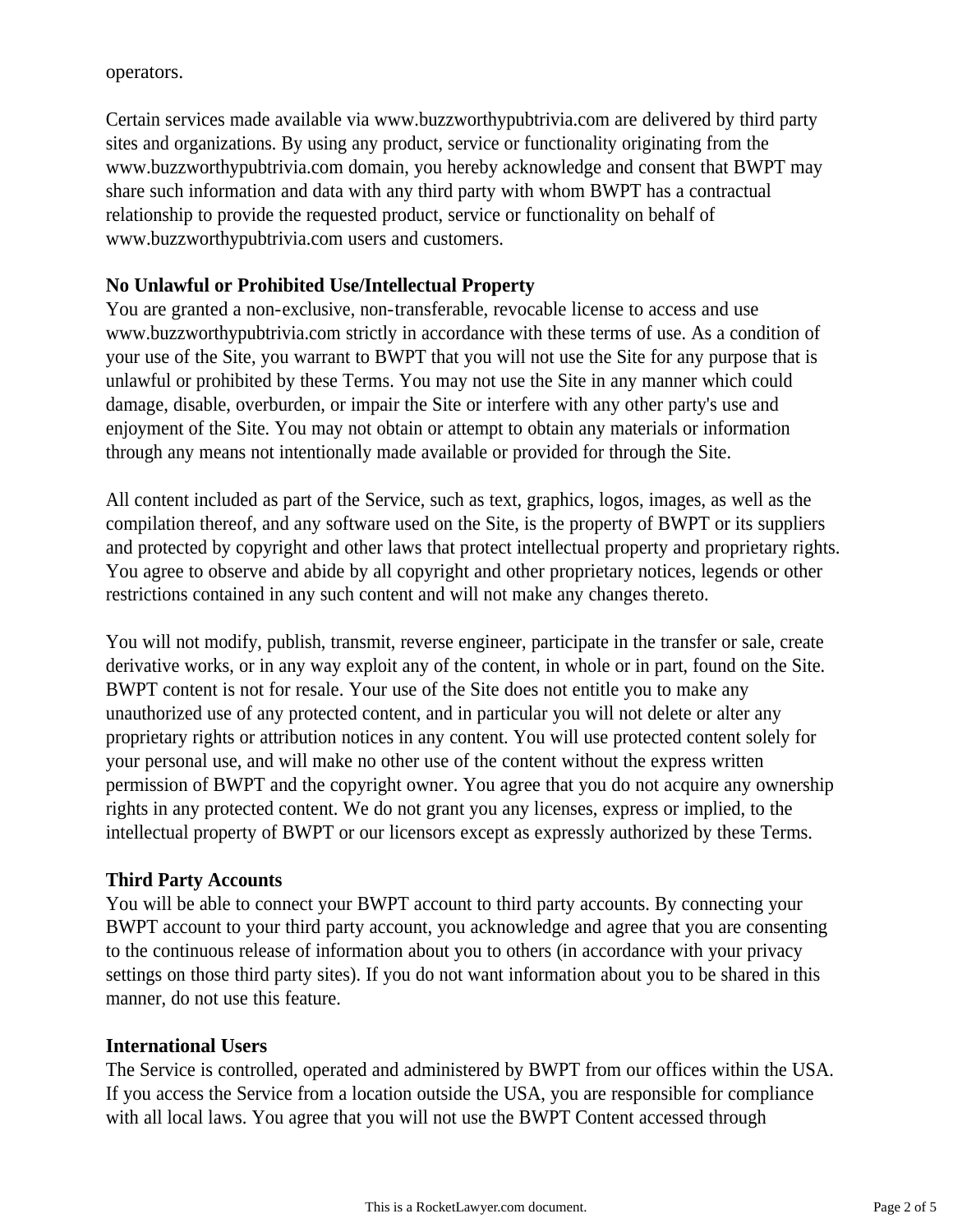operators.

Certain services made available via www.buzzworthypubtrivia.com are delivered by third party sites and organizations. By using any product, service or functionality originating from the www.buzzworthypubtrivia.com domain, you hereby acknowledge and consent that BWPT may share such information and data with any third party with whom BWPT has a contractual relationship to provide the requested product, service or functionality on behalf of www.buzzworthypubtrivia.com users and customers.

**No Unlawful or Prohibited Use/Intellectual Property**

You are granted a non-exclusive, non-transferable, revocable license to access and use www.buzzworthypubtrivia.com strictly in accordance with these terms of use. As a condition of your use of the Site, you warrant to BWPT that you will not use the Site for any purpose that is unlawful or prohibited by these Terms. You may not use the Site in any manner which could damage, disable, overburden, or impair the Site or interfere with any other party's use and enjoyment of the Site. You may not obtain or attempt to obtain any materials or information through any means not intentionally made available or provided for through the Site.

All content included as part of the Service, such as text, graphics, logos, images, as well as the compilation thereof, and any software used on the Site, is the property of BWPT or its suppliers and protected by copyright and other laws that protect intellectual property and proprietary rights. You agree to observe and abide by all copyright and other proprietary notices, legends or other restrictions contained in any such content and will not make any changes thereto.

You will not modify, publish, transmit, reverse engineer, participate in the transfer or sale, create derivative works, or in any way exploit any of the content, in whole or in part, found on the Site. BWPT content is not for resale. Your use of the Site does not entitle you to make any unauthorized use of any protected content, and in particular you will not delete or alter any proprietary rights or attribution notices in any content. You will use protected content solely for your personal use, and will make no other use of the content without the express written permission of BWPT and the copyright owner. You agree that you do not acquire any ownership rights in any protected content. We do not grant you any licenses, express or implied, to the intellectual property of BWPT or our licensors except as expressly authorized by these Terms.

**Third Party Accounts**

You will be able to connect your BWPT account to third party accounts. By connecting your BWPT account to your third party account, you acknowledge and agree that you are consenting to the continuous release of information about you to others (in accordance with your privacy settings on those third party sites). If you do not want information about you to be shared in this manner, do not use this feature.

**International Users**

The Service is controlled, operated and administered by BWPT from our offices within the USA. If you access the Service from a location outside the USA, you are responsible for compliance with all local laws. You agree that you will not use the BWPT Content accessed through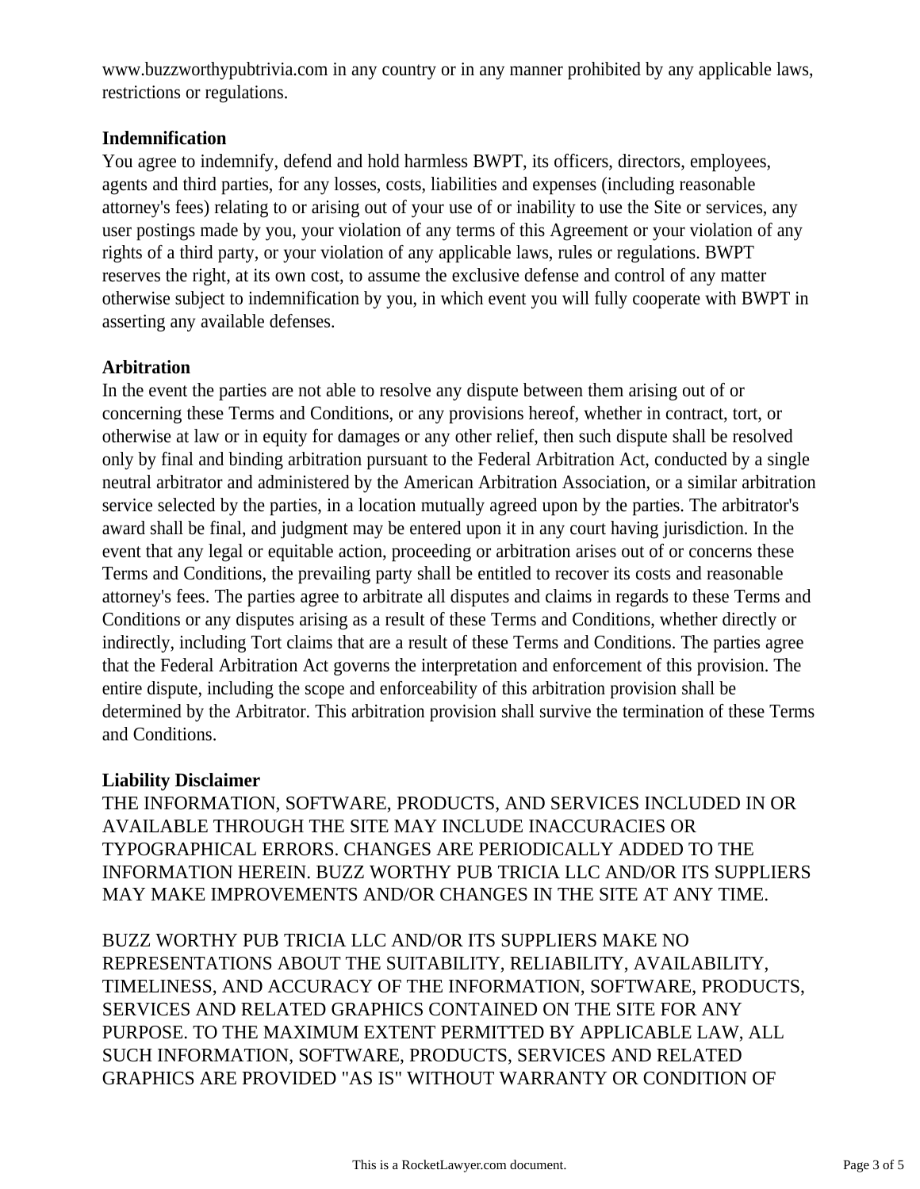www.buzzworthypubtrivia.com in any country or in any manner prohibited by any applicable laws, restrictions or regulations.

**Indemnification**

You agree to indemnify, defend and hold harmless BWPT, its officers, directors, employees, agents and third parties, for any losses, costs, liabilities and expenses (including reasonable attorney's fees) relating to or arising out of your use of or inability to use the Site or services, any user postings made by you, your violation of any terms of this Agreement or your violation of any rights of a third party, or your violation of any applicable laws, rules or regulations. BWPT reserves the right, at its own cost, to assume the exclusive defense and control of any matter otherwise subject to indemnification by you, in which event you will fully cooperate with BWPT in asserting any available defenses.

**Arbitration**

In the event the parties are not able to resolve any dispute between them arising out of or concerning these Terms and Conditions, or any provisions hereof, whether in contract, tort, or otherwise at law or in equity for damages or any other relief, then such dispute shall be resolved only by final and binding arbitration pursuant to the Federal Arbitration Act, conducted by a single neutral arbitrator and administered by the American Arbitration Association, or a similar arbitration service selected by the parties, in a location mutually agreed upon by the parties. The arbitrator's award shall be final, and judgment may be entered upon it in any court having jurisdiction. In the event that any legal or equitable action, proceeding or arbitration arises out of or concerns these Terms and Conditions, the prevailing party shall be entitled to recover its costs and reasonable attorney's fees. The parties agree to arbitrate all disputes and claims in regards to these Terms and Conditions or any disputes arising as a result of these Terms and Conditions, whether directly or indirectly, including Tort claims that are a result of these Terms and Conditions. The parties agree that the Federal Arbitration Act governs the interpretation and enforcement of this provision. The entire dispute, including the scope and enforceability of this arbitration provision shall be determined by the Arbitrator. This arbitration provision shall survive the termination of these Terms and Conditions.

**Liability Disclaimer**

THE INFORMATION, SOFTWARE, PRODUCTS, AND SERVICES INCLUDED IN OR AVAILABLE THROUGH THE SITE MAY INCLUDE INACCURACIES OR TYPOGRAPHICAL ERRORS. CHANGES ARE PERIODICALLY ADDED TO THE INFORMATION HEREIN. BUZZ WORTHY PUB TRICIA LLC AND/OR ITS SUPPLIERS MAY MAKE IMPROVEMENTS AND/OR CHANGES IN THE SITE AT ANY TIME.

BUZZ WORTHY PUB TRICIA LLC AND/OR ITS SUPPLIERS MAKE NO REPRESENTATIONS ABOUT THE SUITABILITY, RELIABILITY, AVAILABILITY, TIMELINESS, AND ACCURACY OF THE INFORMATION, SOFTWARE, PRODUCTS, SERVICES AND RELATED GRAPHICS CONTAINED ON THE SITE FOR ANY PURPOSE. TO THE MAXIMUM EXTENT PERMITTED BY APPLICABLE LAW, ALL SUCH INFORMATION, SOFTWARE, PRODUCTS, SERVICES AND RELATED GRAPHICS ARE PROVIDED "AS IS" WITHOUT WARRANTY OR CONDITION OF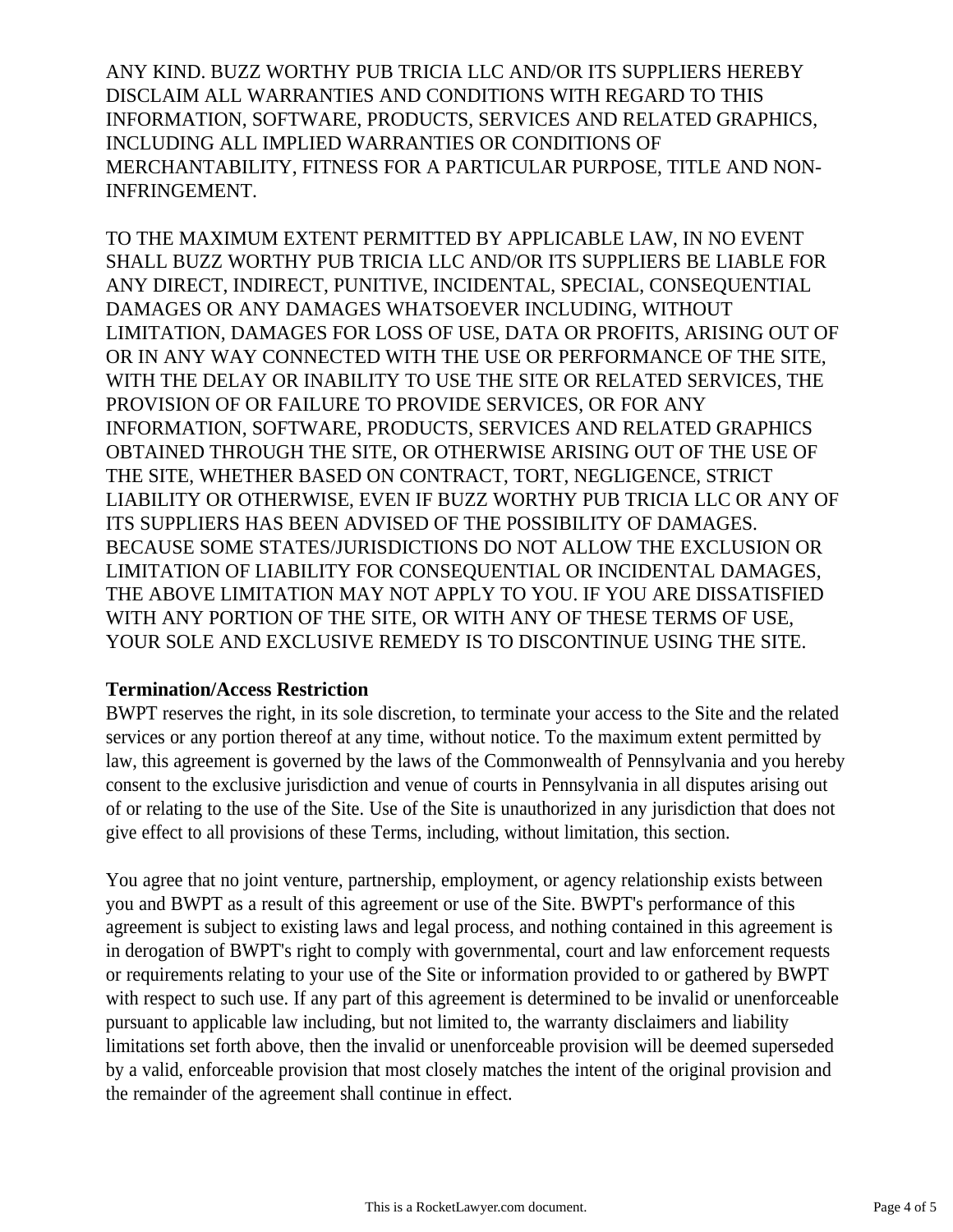ANY KIND. BUZZ WORTHY PUB TRICIA LLC AND/OR ITS SUPPLIERS HEREBY DISCLAIM ALL WARRANTIES AND CONDITIONS WITH REGARD TO THIS INFORMATION, SOFTWARE, PRODUCTS, SERVICES AND RELATED GRAPHICS, INCLUDING ALL IMPLIED WARRANTIES OR CONDITIONS OF MERCHANTABILITY, FITNESS FOR A PARTICULAR PURPOSE, TITLE AND NON-INFRINGEMENT.

TO THE MAXIMUM EXTENT PERMITTED BY APPLICABLE LAW, IN NO EVENT SHALL BUZZ WORTHY PUB TRICIA LLC AND/OR ITS SUPPLIERS BE LIABLE FOR ANY DIRECT, INDIRECT, PUNITIVE, INCIDENTAL, SPECIAL, CONSEQUENTIAL DAMAGES OR ANY DAMAGES WHATSOEVER INCLUDING, WITHOUT LIMITATION, DAMAGES FOR LOSS OF USE, DATA OR PROFITS, ARISING OUT OF OR IN ANY WAY CONNECTED WITH THE USE OR PERFORMANCE OF THE SITE, WITH THE DELAY OR INABILITY TO USE THE SITE OR RELATED SERVICES, THE PROVISION OF OR FAILURE TO PROVIDE SERVICES, OR FOR ANY INFORMATION, SOFTWARE, PRODUCTS, SERVICES AND RELATED GRAPHICS OBTAINED THROUGH THE SITE, OR OTHERWISE ARISING OUT OF THE USE OF THE SITE, WHETHER BASED ON CONTRACT, TORT, NEGLIGENCE, STRICT LIABILITY OR OTHERWISE, EVEN IF BUZZ WORTHY PUB TRICIA LLC OR ANY OF ITS SUPPLIERS HAS BEEN ADVISED OF THE POSSIBILITY OF DAMAGES. BECAUSE SOME STATES/JURISDICTIONS DO NOT ALLOW THE EXCLUSION OR LIMITATION OF LIABILITY FOR CONSEQUENTIAL OR INCIDENTAL DAMAGES, THE ABOVE LIMITATION MAY NOT APPLY TO YOU. IF YOU ARE DISSATISFIED WITH ANY PORTION OF THE SITE, OR WITH ANY OF THESE TERMS OF USE, YOUR SOLE AND EXCLUSIVE REMEDY IS TO DISCONTINUE USING THE SITE.

**Termination/Access Restriction**

BWPT reserves the right, in its sole discretion, to terminate your access to the Site and the related services or any portion thereof at any time, without notice. To the maximum extent permitted by law, this agreement is governed by the laws of the Commonwealth of Pennsylvania and you hereby consent to the exclusive jurisdiction and venue of courts in Pennsylvania in all disputes arising out of or relating to the use of the Site. Use of the Site is unauthorized in any jurisdiction that does not give effect to all provisions of these Terms, including, without limitation, this section.

You agree that no joint venture, partnership, employment, or agency relationship exists between you and BWPT as a result of this agreement or use of the Site. BWPT's performance of this agreement is subject to existing laws and legal process, and nothing contained in this agreement is in derogation of BWPT's right to comply with governmental, court and law enforcement requests or requirements relating to your use of the Site or information provided to or gathered by BWPT with respect to such use. If any part of this agreement is determined to be invalid or unenforceable pursuant to applicable law including, but not limited to, the warranty disclaimers and liability limitations set forth above, then the invalid or unenforceable provision will be deemed superseded by a valid, enforceable provision that most closely matches the intent of the original provision and the remainder of the agreement shall continue in effect.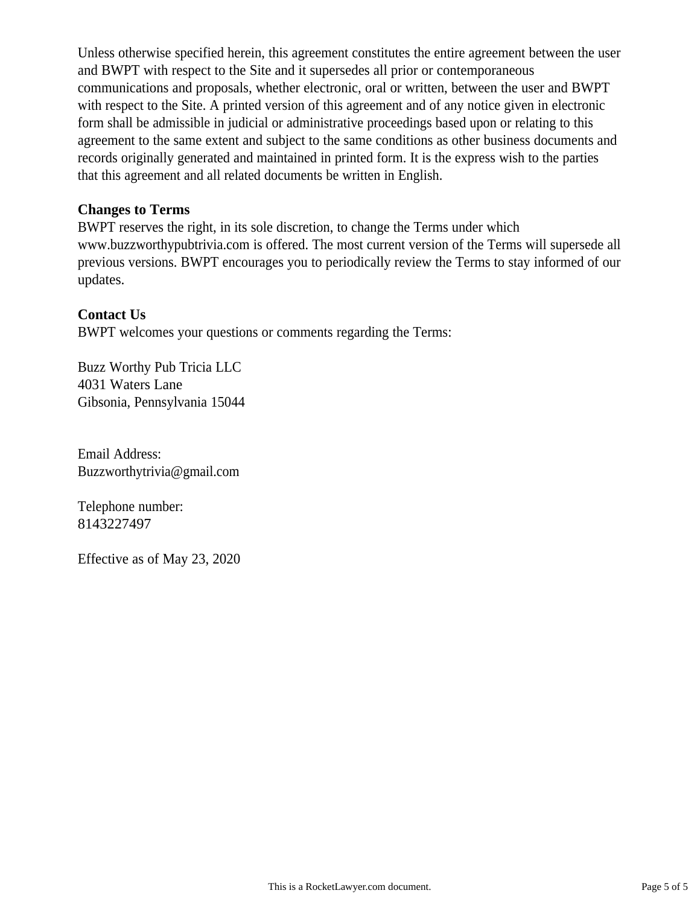Unless otherwise specified herein, this agreement constitutes the entire agreement between the user and BWPT with respect to the Site and it supersedes all prior or contemporaneous communications and proposals, whether electronic, oral or written, between the user and BWPT with respect to the Site. A printed version of this agreement and of any notice given in electronic form shall be admissible in judicial or administrative proceedings based upon or relating to this agreement to the same extent and subject to the same conditions as other business documents and records originally generated and maintained in printed form. It is the express wish to the parties that this agreement and all related documents be written in English.

**Changes to Terms**

BWPT reserves the right, in its sole discretion, to change the Terms under which www.buzzworthypubtrivia.com is offered. The most current version of the Terms will supersede all previous versions. BWPT encourages you to periodically review the Terms to stay informed of our updates.

**Contact Us**

BWPT welcomes your questions or comments regarding the Terms:

Buzz Worthy Pub Tricia LLC
4031 Waters Lane
Gibsonia, Pennsylvania 15044

Email Address:
Buzzworthytrivia@gmail.com

Telephone number:
8143227497

Effective as of May 23, 2020